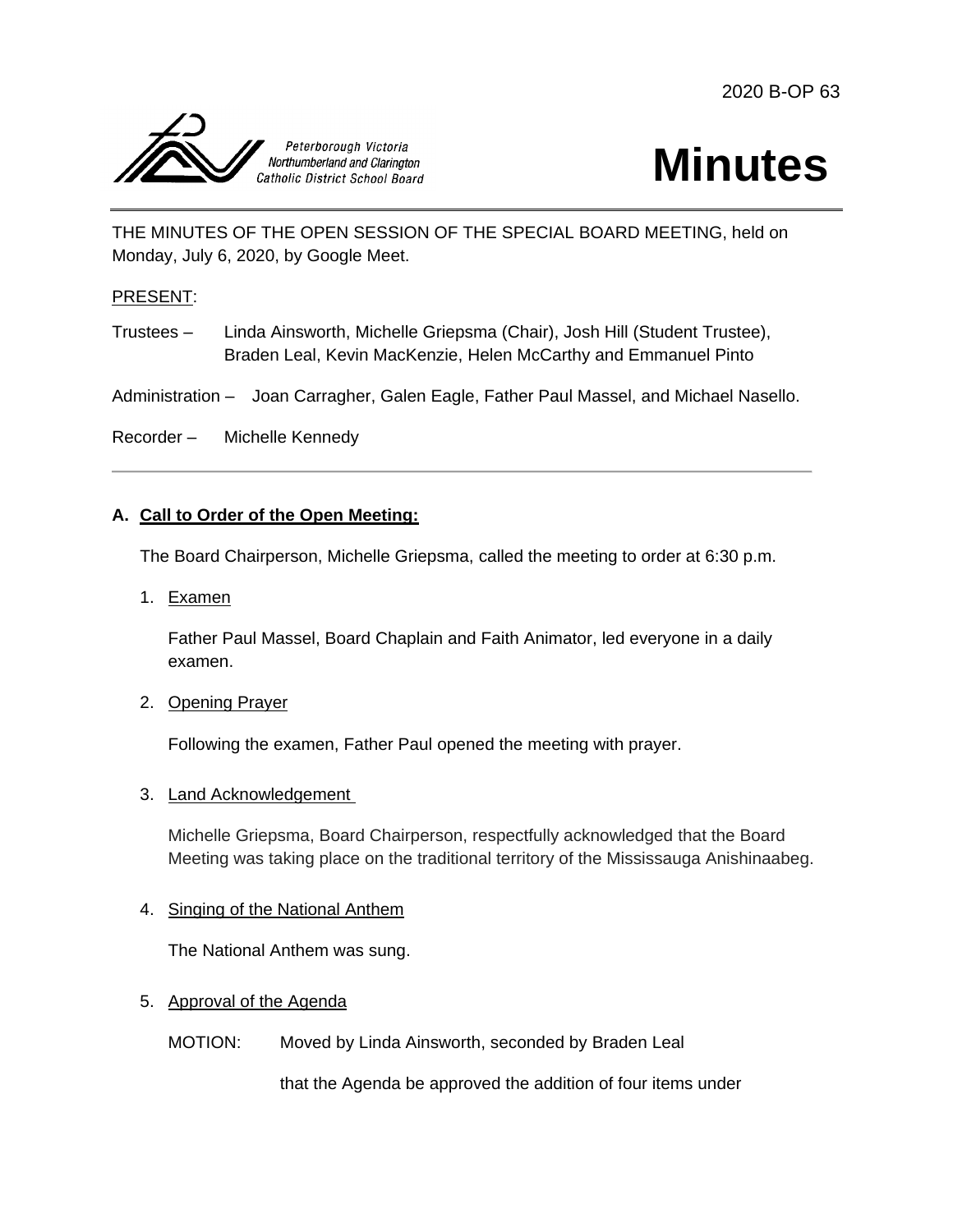2020 B-OP 63

Peterborough Victoria Northumberland and Clarington Catholic District School Board

# Minutes

THE MINUTES OF THE OPEN SESSION OF THE SPECIAL BOARD MEETING, held on Monday, July 6, 2020, by Google Meet.

PRESENT:

Trustees – Linda Ainsworth, Michelle Griepsma (Chair), Josh Hill (Student Trustee), Braden Leal, Kevin MacKenzie, Helen McCarthy and Emmanuel Pinto

Administration – Joan Carragher, Galen Eagle, Father Paul Massel, and Michael Nasello.

Recorder – Michelle Kennedy

---

**A. Call to Order of the Open Meeting:**

The Board Chairperson, Michelle Griepsma, called the meeting to order at 6:30 p.m.

1. Examen

   Father Paul Massel, Board Chaplain and Faith Animator, led everyone in a daily examen.

2. Opening Prayer

   Following the examen, Father Paul opened the meeting with prayer.

3. Land Acknowledgement

   Michelle Griepsma, Board Chairperson, respectfully acknowledged that the Board Meeting was taking place on the traditional territory of the Mississauga Anishinaabeg.

4. Singing of the National Anthem

   The National Anthem was sung.

5. Approval of the Agenda

   MOTION: Moved by Linda Ainsworth, seconded by Braden Leal

   that the Agenda be approved the addition of four items under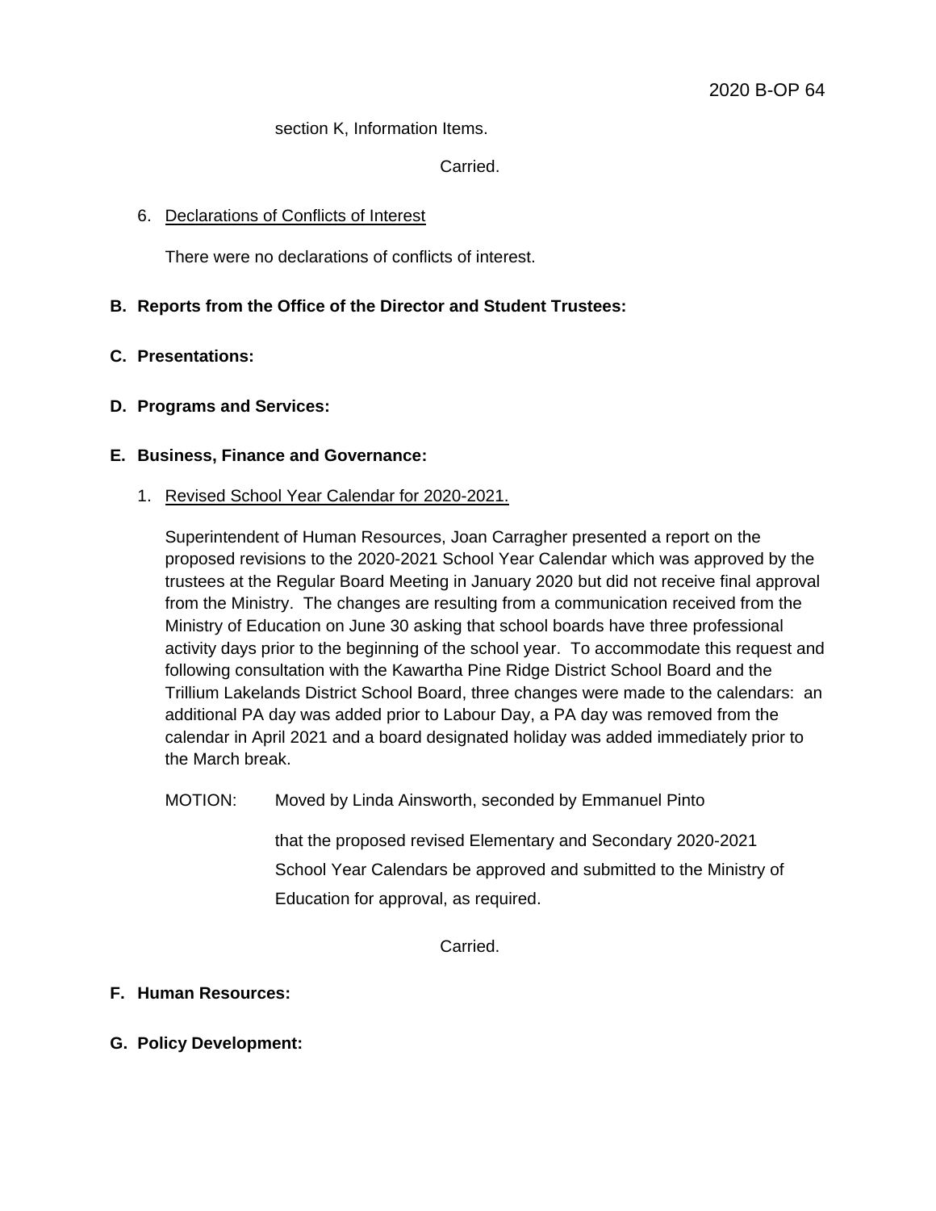section K, Information Items.

Carried.

6. Declarations of Conflicts of Interest

   There were no declarations of conflicts of interest.

**B. Reports from the Office of the Director and Student Trustees:**

**C. Presentations:**

**D. Programs and Services:**

**E. Business, Finance and Governance:**

1. Revised School Year Calendar for 2020-2021.

   Superintendent of Human Resources, Joan Carragher presented a report on the proposed revisions to the 2020-2021 School Year Calendar which was approved by the trustees at the Regular Board Meeting in January 2020 but did not receive final approval from the Ministry. The changes are resulting from a communication received from the Ministry of Education on June 30 asking that school boards have three professional activity days prior to the beginning of the school year. To accommodate this request and following consultation with the Kawartha Pine Ridge District School Board and the Trillium Lakelands District School Board, three changes were made to the calendars: an additional PA day was added prior to Labour Day, a PA day was removed from the calendar in April 2021 and a board designated holiday was added immediately prior to the March break.

   MOTION: Moved by Linda Ainsworth, seconded by Emmanuel Pinto

   that the proposed revised Elementary and Secondary 2020-2021 School Year Calendars be approved and submitted to the Ministry of Education for approval, as required.

   Carried.

**F. Human Resources:**

**G. Policy Development:**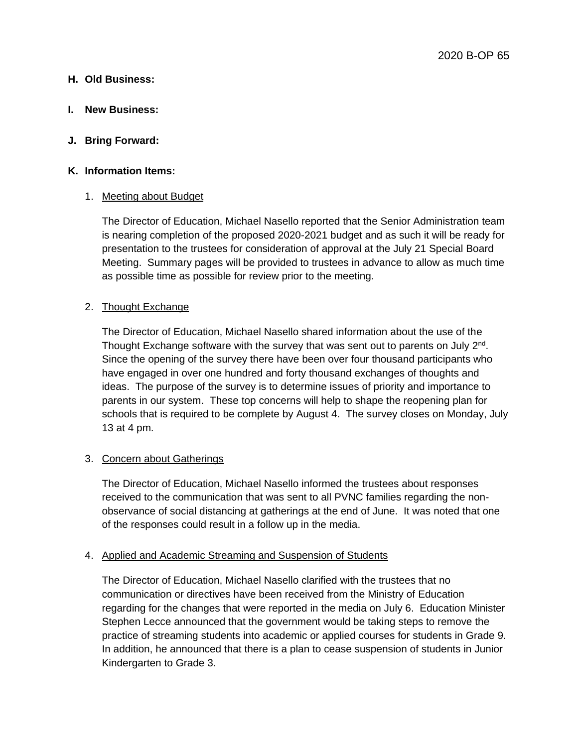**H. Old Business:**

**I. New Business:**

**J. Bring Forward:**

**K. Information Items:**

1. Meeting about Budget

   The Director of Education, Michael Nasello reported that the Senior Administration team is nearing completion of the proposed 2020-2021 budget and as such it will be ready for presentation to the trustees for consideration of approval at the July 21 Special Board Meeting. Summary pages will be provided to trustees in advance to allow as much time as possible time as possible for review prior to the meeting.

2. Thought Exchange

   The Director of Education, Michael Nasello shared information about the use of the Thought Exchange software with the survey that was sent out to parents on July 2nd. Since the opening of the survey there have been over four thousand participants who have engaged in over one hundred and forty thousand exchanges of thoughts and ideas. The purpose of the survey is to determine issues of priority and importance to parents in our system. These top concerns will help to shape the reopening plan for schools that is required to be complete by August 4. The survey closes on Monday, July 13 at 4 pm.

3. Concern about Gatherings

   The Director of Education, Michael Nasello informed the trustees about responses received to the communication that was sent to all PVNC families regarding the non-observance of social distancing at gatherings at the end of June. It was noted that one of the responses could result in a follow up in the media.

4. Applied and Academic Streaming and Suspension of Students

   The Director of Education, Michael Nasello clarified with the trustees that no communication or directives have been received from the Ministry of Education regarding for the changes that were reported in the media on July 6. Education Minister Stephen Lecce announced that the government would be taking steps to remove the practice of streaming students into academic or applied courses for students in Grade 9. In addition, he announced that there is a plan to cease suspension of students in Junior Kindergarten to Grade 3.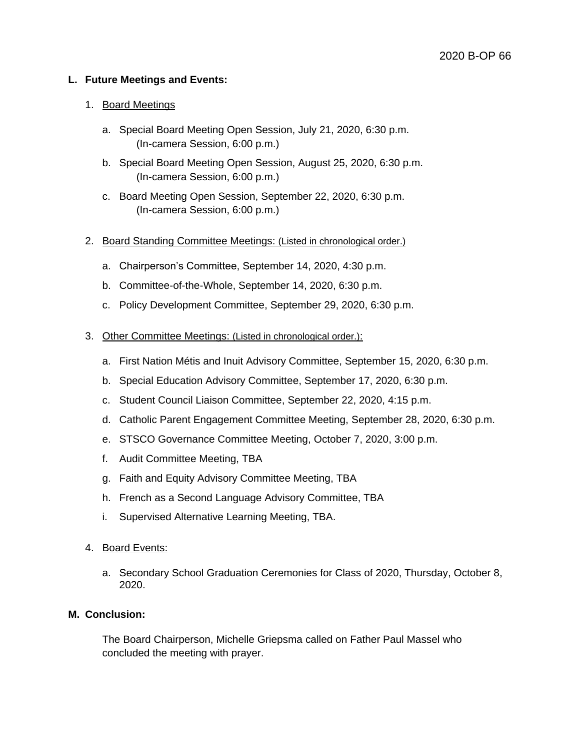## L. Future Meetings and Events:

1. Board Meetings

   a. Special Board Meeting Open Session, July 21, 2020, 6:30 p.m.
      (In-camera Session, 6:00 p.m.)

   b. Special Board Meeting Open Session, August 25, 2020, 6:30 p.m.
      (In-camera Session, 6:00 p.m.)

   c. Board Meeting Open Session, September 22, 2020, 6:30 p.m.
      (In-camera Session, 6:00 p.m.)

2. Board Standing Committee Meetings: (Listed in chronological order.)

   a. Chairperson's Committee, September 14, 2020, 4:30 p.m.

   b. Committee-of-the-Whole, September 14, 2020, 6:30 p.m.

   c. Policy Development Committee, September 29, 2020, 6:30 p.m.

3. Other Committee Meetings: (Listed in chronological order.):

   a. First Nation Métis and Inuit Advisory Committee, September 15, 2020, 6:30 p.m.

   b. Special Education Advisory Committee, September 17, 2020, 6:30 p.m.

   c. Student Council Liaison Committee, September 22, 2020, 4:15 p.m.

   d. Catholic Parent Engagement Committee Meeting, September 28, 2020, 6:30 p.m.

   e. STSCO Governance Committee Meeting, October 7, 2020, 3:00 p.m.

   f. Audit Committee Meeting, TBA

   g. Faith and Equity Advisory Committee Meeting, TBA

   h. French as a Second Language Advisory Committee, TBA

   i. Supervised Alternative Learning Meeting, TBA.

4. Board Events:

   a. Secondary School Graduation Ceremonies for Class of 2020, Thursday, October 8, 2020.

## M. Conclusion:

The Board Chairperson, Michelle Griepsma called on Father Paul Massel who concluded the meeting with prayer.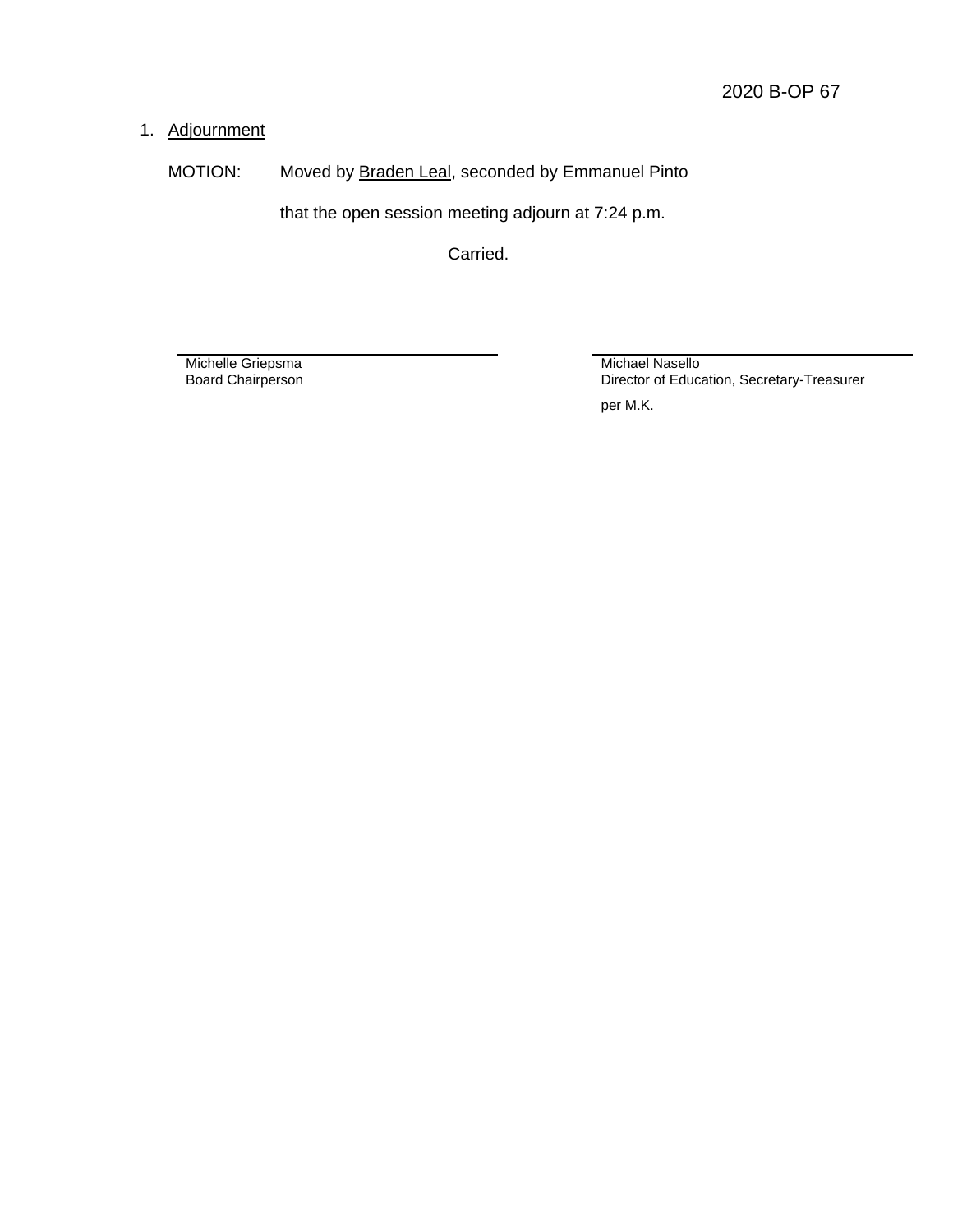2020 B-OP 67

1. Adjournment

MOTION: Moved by Braden Leal, seconded by Emmanuel Pinto

that the open session meeting adjourn at 7:24 p.m.

Carried.

Michelle Griepsma
Board Chairperson

Michael Nasello
Director of Education, Secretary-Treasurer

per M.K.